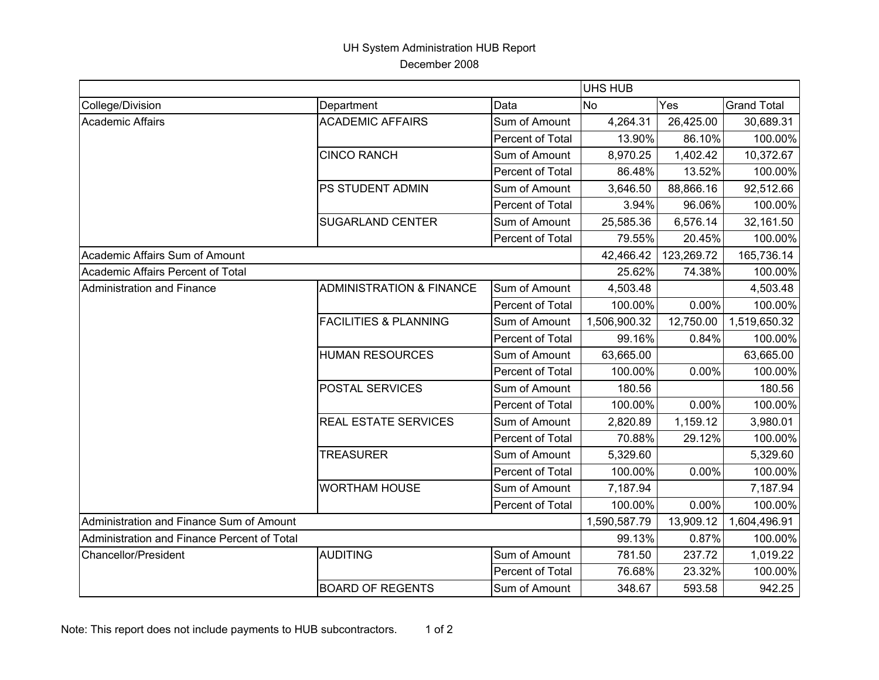UH System Administration HUB Report

December 2008

| | | | UHS HUB | | |
|---|---|---|---|---|---|
| College/Division | Department | Data | No | Yes | Grand Total |
| Academic Affairs | ACADEMIC AFFAIRS | Sum of Amount | 4,264.31 | 26,425.00 | 30,689.31 |
| | | Percent of Total | 13.90% | 86.10% | 100.00% |
| | CINCO RANCH | Sum of Amount | 8,970.25 | 1,402.42 | 10,372.67 |
| | | Percent of Total | 86.48% | 13.52% | 100.00% |
| | PS STUDENT ADMIN | Sum of Amount | 3,646.50 | 88,866.16 | 92,512.66 |
| | | Percent of Total | 3.94% | 96.06% | 100.00% |
| | SUGARLAND CENTER | Sum of Amount | 25,585.36 | 6,576.14 | 32,161.50 |
| | | Percent of Total | 79.55% | 20.45% | 100.00% |
| Academic Affairs Sum of Amount | | | 42,466.42 | 123,269.72 | 165,736.14 |
| Academic Affairs Percent of Total | | | 25.62% | 74.38% | 100.00% |
| Administration and Finance | ADMINISTRATION & FINANCE | Sum of Amount | 4,503.48 | | 4,503.48 |
| | | Percent of Total | 100.00% | 0.00% | 100.00% |
| | FACILITIES & PLANNING | Sum of Amount | 1,506,900.32 | 12,750.00 | 1,519,650.32 |
| | | Percent of Total | 99.16% | 0.84% | 100.00% |
| | HUMAN RESOURCES | Sum of Amount | 63,665.00 | | 63,665.00 |
| | | Percent of Total | 100.00% | 0.00% | 100.00% |
| | POSTAL SERVICES | Sum of Amount | 180.56 | | 180.56 |
| | | Percent of Total | 100.00% | 0.00% | 100.00% |
| | REAL ESTATE SERVICES | Sum of Amount | 2,820.89 | 1,159.12 | 3,980.01 |
| | | Percent of Total | 70.88% | 29.12% | 100.00% |
| | TREASURER | Sum of Amount | 5,329.60 | | 5,329.60 |
| | | Percent of Total | 100.00% | 0.00% | 100.00% |
| | WORTHAM HOUSE | Sum of Amount | 7,187.94 | | 7,187.94 |
| | | Percent of Total | 100.00% | 0.00% | 100.00% |
| Administration and Finance Sum of Amount | | | 1,590,587.79 | 13,909.12 | 1,604,496.91 |
| Administration and Finance Percent of Total | | | 99.13% | 0.87% | 100.00% |
| Chancellor/President | AUDITING | Sum of Amount | 781.50 | 237.72 | 1,019.22 |
| | | Percent of Total | 76.68% | 23.32% | 100.00% |
| | BOARD OF REGENTS | Sum of Amount | 348.67 | 593.58 | 942.25 |

Note: This report does not include payments to HUB subcontractors.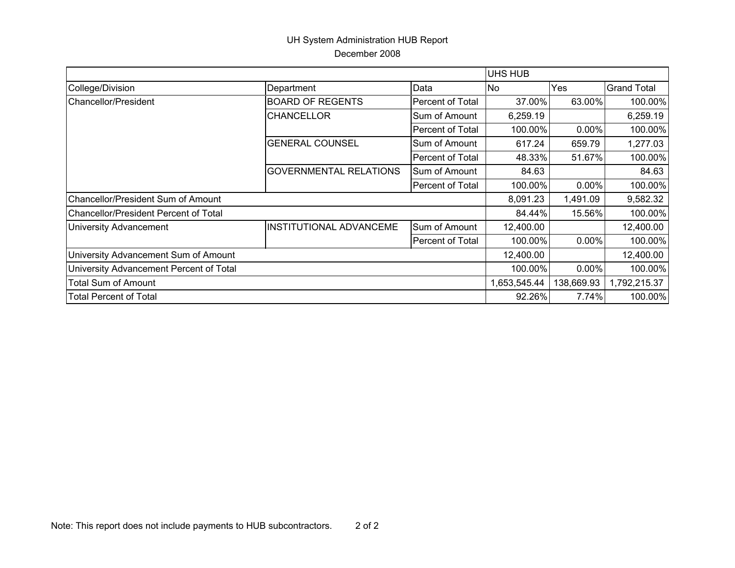UH System Administration HUB Report

December 2008

| | | | UHS HUB | | |
|---|---|---|---|---|---|
| College/Division | Department | Data | No | Yes | Grand Total |
| Chancellor/President | BOARD OF REGENTS | Percent of Total | 37.00% | 63.00% | 100.00% |
| | CHANCELLOR | Sum of Amount | 6,259.19 | | 6,259.19 |
| | | Percent of Total | 100.00% | 0.00% | 100.00% |
| | GENERAL COUNSEL | Sum of Amount | 617.24 | 659.79 | 1,277.03 |
| | | Percent of Total | 48.33% | 51.67% | 100.00% |
| | GOVERNMENTAL RELATIONS | Sum of Amount | 84.63 | | 84.63 |
| | | Percent of Total | 100.00% | 0.00% | 100.00% |
| Chancellor/President Sum of Amount | | | 8,091.23 | 1,491.09 | 9,582.32 |
| Chancellor/President Percent of Total | | | 84.44% | 15.56% | 100.00% |
| University Advancement | INSTITUTIONAL ADVANCEME | Sum of Amount | 12,400.00 | | 12,400.00 |
| | | Percent of Total | 100.00% | 0.00% | 100.00% |
| University Advancement Sum of Amount | | | 12,400.00 | | 12,400.00 |
| University Advancement Percent of Total | | | 100.00% | 0.00% | 100.00% |
| Total Sum of Amount | | | 1,653,545.44 | 138,669.93 | 1,792,215.37 |
| Total Percent of Total | | | 92.26% | 7.74% | 100.00% |

Note: This report does not include payments to HUB subcontractors.